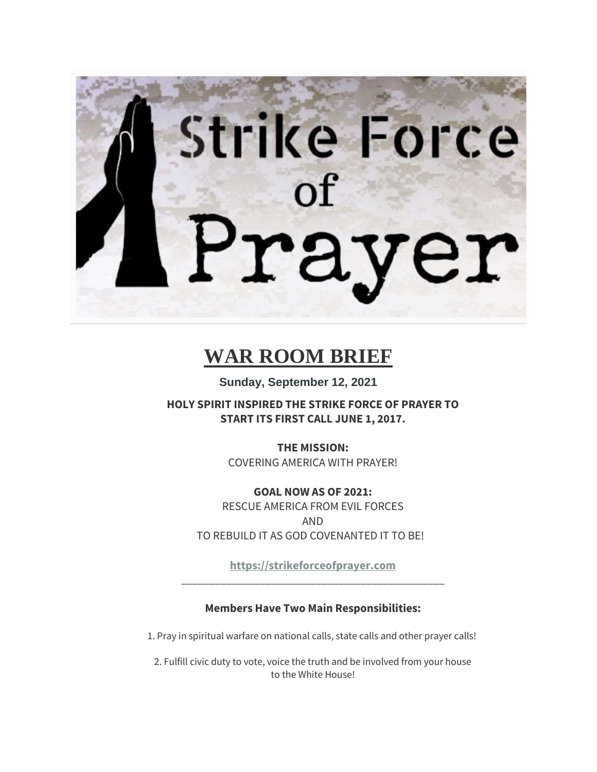# Strike Force of Prayer

# WAR ROOM BRIEF

**Sunday, September 12, 2021**

**HOLY SPIRIT INSPIRED THE STRIKE FORCE OF PRAYER TO START ITS FIRST CALL JUNE 1, 2017.**

**THE MISSION:**
COVERING AMERICA WITH PRAYER!

**GOAL NOW AS OF 2021:**
RESCUE AMERICA FROM EVIL FORCES
AND
TO REBUILD IT AS GOD COVENANTED IT TO BE!

**https://strikeforceofprayer.com**

---

**Members Have Two Main Responsibilities:**

1. Pray in spiritual warfare on national calls, state calls and other prayer calls!

2. Fulfill civic duty to vote, voice the truth and be involved from your house to the White House!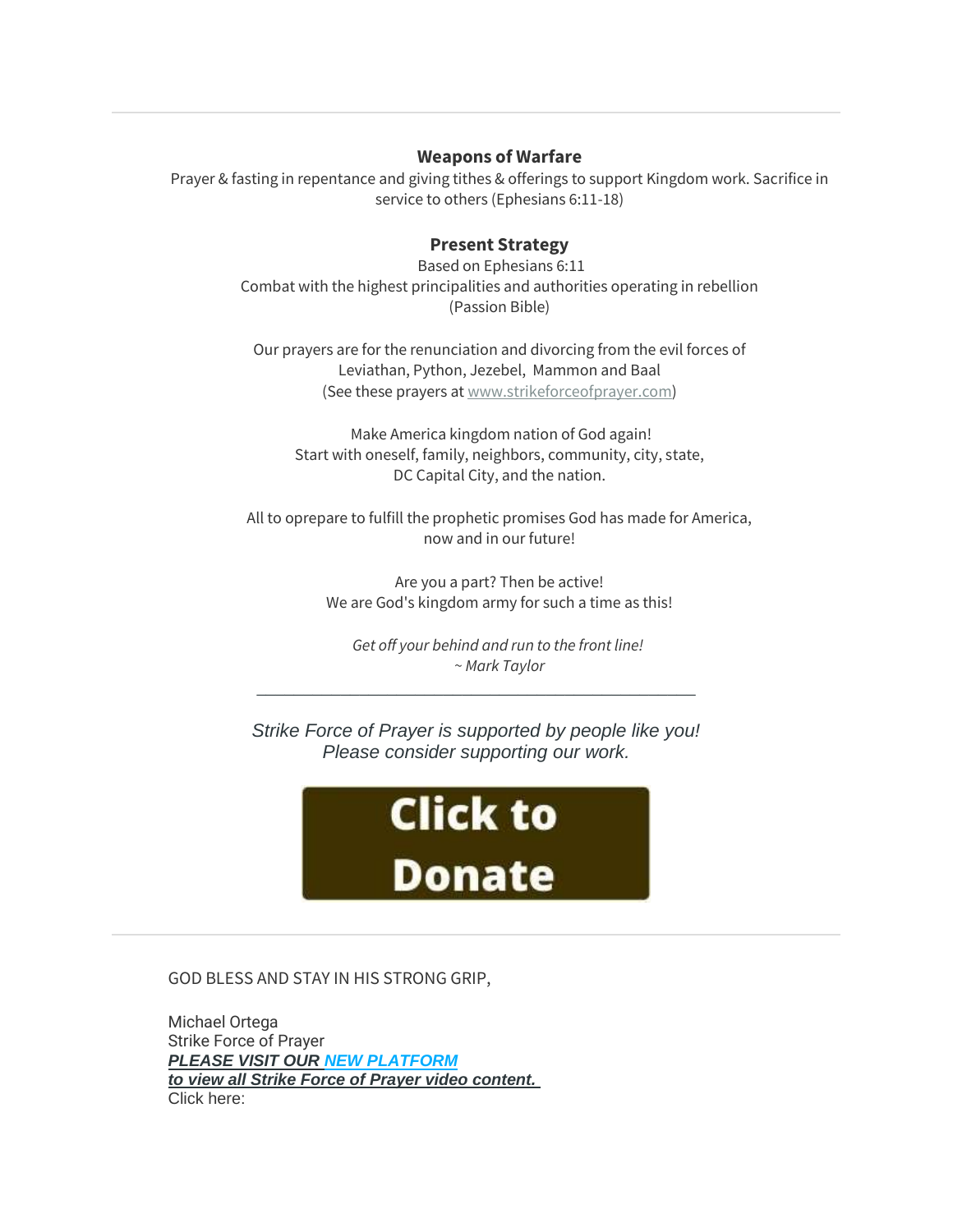---

**Weapons of Warfare**

Prayer & fasting in repentance and giving tithes & offerings to support Kingdom work. Sacrifice in service to others (Ephesians 6:11-18)

**Present Strategy**

Based on Ephesians 6:11
Combat with the highest principalities and authorities operating in rebellion
(Passion Bible)

Our prayers are for the renunciation and divorcing from the evil forces of Leviathan, Python, Jezebel, Mammon and Baal
(See these prayers at www.strikeforceofprayer.com)

Make America kingdom nation of God again!
Start with oneself, family, neighbors, community, city, state, DC Capital City, and the nation.

All to oprepare to fulfill the prophetic promises God has made for America, now and in our future!

Are you a part? Then be active!
We are God's kingdom army for such a time as this!

*Get off your behind and run to the front line!*
*~ Mark Taylor*

---

*Strike Force of Prayer is supported by people like you!*
*Please consider supporting our work.*

Click to Donate

---

GOD BLESS AND STAY IN HIS STRONG GRIP,

Michael Ortega
Strike Force of Prayer
***PLEASE VISIT OUR NEW PLATFORM***
***to view all Strike Force of Prayer video content.***
Click here: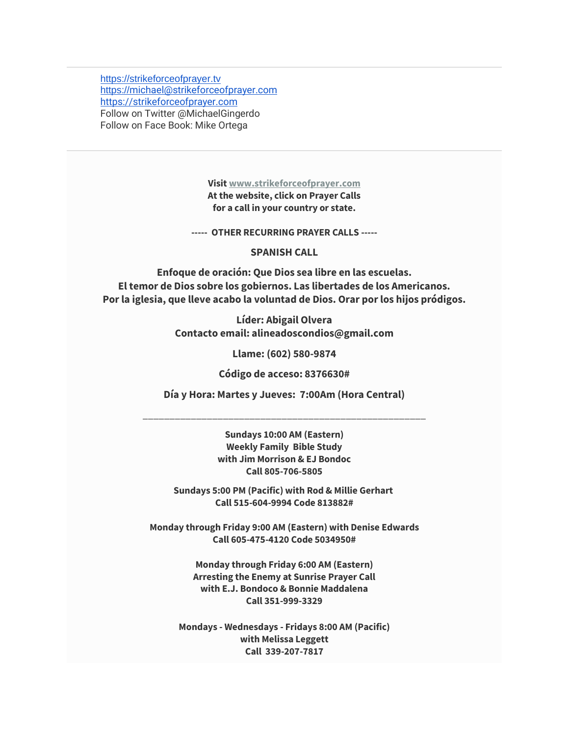[https://strikeforceofprayer.tv](https://strikeforceofprayer.tv)
[https://michael@strikeforceofprayer.com](https://michael@strikeforceofprayer.com)
[https://strikeforceofprayer.com](https://strikeforceofprayer.com)
Follow on Twitter @MichaelGingerdo
Follow on Face Book: Mike Ortega

---

**Visit [www.strikeforceofprayer.com](www.strikeforceofprayer.com)**
**At the website, click on Prayer Calls**
**for a call in your country or state.**

**----- OTHER RECURRING PRAYER CALLS -----**

**SPANISH CALL**

**Enfoque de oración: Que Dios sea libre en las escuelas.**
**El temor de Dios sobre los gobiernos. Las libertades de los Americanos.**
**Por la iglesia, que lleve acabo la voluntad de Dios. Orar por los hijos pródigos.**

**Líder: Abigail Olvera**
**Contacto email: alineadoscondios@gmail.com**

**Llame: (602) 580-9874**

**Código de acceso: 8376630#**

**Día y Hora: Martes y Jueves: 7:00Am (Hora Central)**

---

**Sundays 10:00 AM (Eastern)**
**Weekly Family Bible Study**
**with Jim Morrison & EJ Bondoc**
**Call 805-706-5805**

**Sundays 5:00 PM (Pacific) with Rod & Millie Gerhart**
**Call 515-604-9994 Code 813882#**

**Monday through Friday 9:00 AM (Eastern) with Denise Edwards**
**Call 605-475-4120 Code 5034950#**

**Monday through Friday 6:00 AM (Eastern)**
**Arresting the Enemy at Sunrise Prayer Call**
**with E.J. Bondoco & Bonnie Maddalena**
**Call 351-999-3329**

**Mondays - Wednesdays - Fridays 8:00 AM (Pacific)**
**with Melissa Leggett**
**Call 339-207-7817**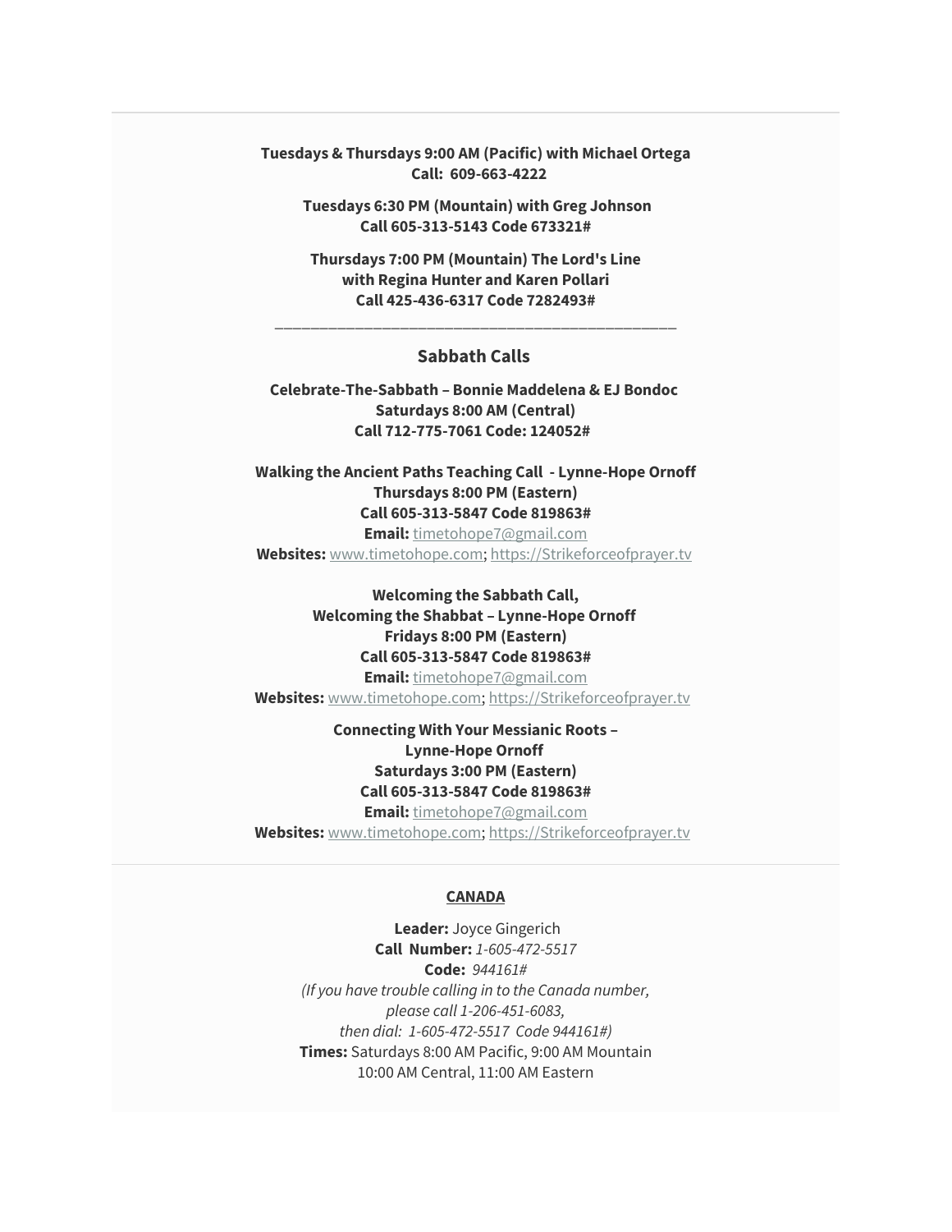**Tuesdays & Thursdays 9:00 AM (Pacific) with Michael Ortega**
**Call: 609-663-4222**

**Tuesdays 6:30 PM (Mountain) with Greg Johnson**
**Call 605-313-5143 Code 673321#**

**Thursdays 7:00 PM (Mountain) The Lord's Line**
**with Regina Hunter and Karen Pollari**
**Call 425-436-6317 Code 7282493#**

---

## Sabbath Calls

**Celebrate-The-Sabbath – Bonnie Maddelena & EJ Bondoc**
**Saturdays 8:00 AM (Central)**
**Call 712-775-7061 Code: 124052#**

**Walking the Ancient Paths Teaching Call - Lynne-Hope Ornoff**
**Thursdays 8:00 PM (Eastern)**
**Call 605-313-5847 Code 819863#**
**Email:** timetohope7@gmail.com
**Websites:** www.timetohope.com; https://Strikeforceofprayer.tv

**Welcoming the Sabbath Call,**
**Welcoming the Shabbat – Lynne-Hope Ornoff**
**Fridays 8:00 PM (Eastern)**
**Call 605-313-5847 Code 819863#**
**Email:** timetohope7@gmail.com
**Websites:** www.timetohope.com; https://Strikeforceofprayer.tv

**Connecting With Your Messianic Roots –**
**Lynne-Hope Ornoff**
**Saturdays 3:00 PM (Eastern)**
**Call 605-313-5847 Code 819863#**
**Email:** timetohope7@gmail.com
**Websites:** www.timetohope.com; https://Strikeforceofprayer.tv

---

**CANADA**

**Leader:** Joyce Gingerich
**Call Number:** *1-605-472-5517*
**Code:** *944161#*
*(If you have trouble calling in to the Canada number,*
*please call 1-206-451-6083,*
*then dial: 1-605-472-5517 Code 944161#)*
**Times:** Saturdays 8:00 AM Pacific, 9:00 AM Mountain
10:00 AM Central, 11:00 AM Eastern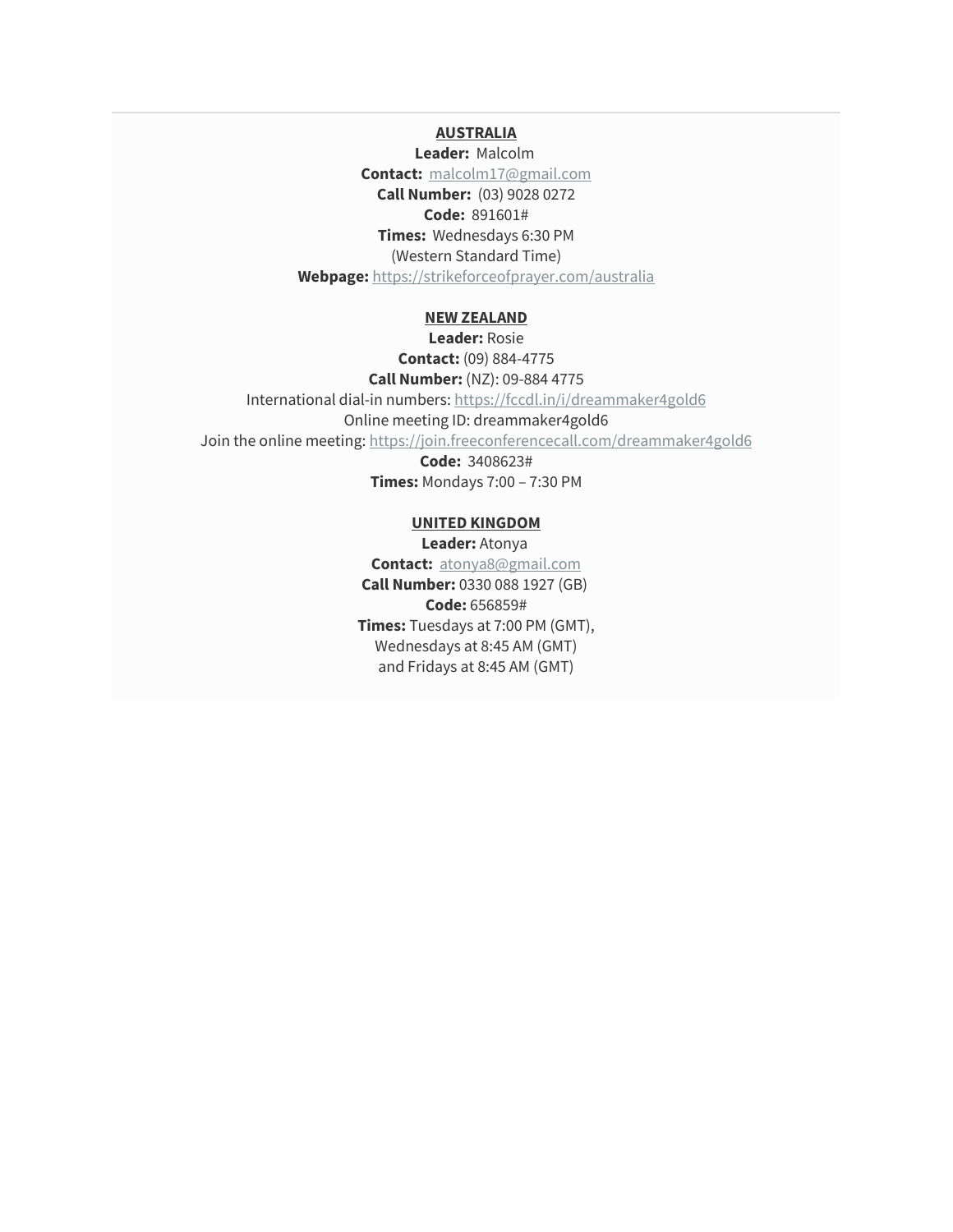**AUSTRALIA**

**Leader:** Malcolm
**Contact:** malcolm17@gmail.com
**Call Number:** (03) 9028 0272
**Code:** 891601#
**Times:** Wednesdays 6:30 PM
(Western Standard Time)
**Webpage:** https://strikeforceofprayer.com/australia

**NEW ZEALAND**

**Leader:** Rosie
**Contact:** (09) 884-4775
**Call Number:** (NZ): 09-884 4775
International dial-in numbers: https://fccdl.in/i/dreammaker4gold6
Online meeting ID: dreammaker4gold6
Join the online meeting: https://join.freeconferencecall.com/dreammaker4gold6
**Code:** 3408623#
**Times:** Mondays 7:00 – 7:30 PM

**UNITED KINGDOM**

**Leader:** Atonya
**Contact:** atonya8@gmail.com
**Call Number:** 0330 088 1927 (GB)
**Code:** 656859#
**Times:** Tuesdays at 7:00 PM (GMT),
Wednesdays at 8:45 AM (GMT)
and Fridays at 8:45 AM (GMT)